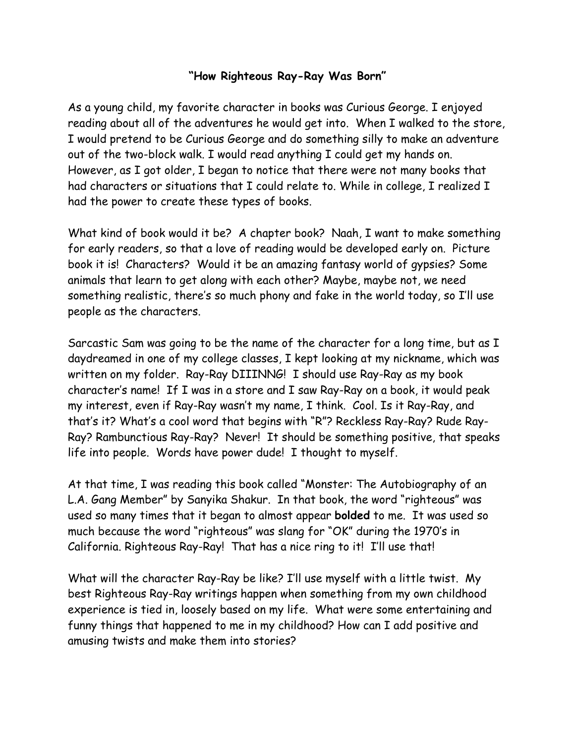# "How Righteous Ray-Ray Was Born"

As a young child, my favorite character in books was Curious George. I enjoyed reading about all of the adventures he would get into. When I walked to the store, I would pretend to be Curious George and do something silly to make an adventure out of the two-block walk. I would read anything I could get my hands on. However, as I got older, I began to notice that there were not many books that had characters or situations that I could relate to. While in college, I realized I had the power to create these types of books.

What kind of book would it be? A chapter book? Naah, I want to make something for early readers, so that a love of reading would be developed early on. Picture book it is! Characters? Would it be an amazing fantasy world of gypsies? Some animals that learn to get along with each other? Maybe, maybe not, we need something realistic, there's so much phony and fake in the world today, so I'll use people as the characters.

Sarcastic Sam was going to be the name of the character for a long time, but as I daydreamed in one of my college classes, I kept looking at my nickname, which was written on my folder. Ray-Ray DIIINNG! I should use Ray-Ray as my book character's name! If I was in a store and I saw Ray-Ray on a book, it would peak my interest, even if Ray-Ray wasn't my name, I think. Cool. Is it Ray-Ray, and that's it? What's a cool word that begins with "R"? Reckless Ray-Ray? Rude Ray-Ray? Rambunctious Ray-Ray? Never! It should be something positive, that speaks life into people. Words have power dude! I thought to myself.

At that time, I was reading this book called "Monster: The Autobiography of an L.A. Gang Member" by Sanyika Shakur. In that book, the word "righteous" was used so many times that it began to almost appear **bolded** to me. It was used so much because the word "righteous" was slang for "OK" during the 1970's in California. Righteous Ray-Ray! That has a nice ring to it! I'll use that!

What will the character Ray-Ray be like? I'll use myself with a little twist. My best Righteous Ray-Ray writings happen when something from my own childhood experience is tied in, loosely based on my life. What were some entertaining and funny things that happened to me in my childhood? How can I add positive and amusing twists and make them into stories?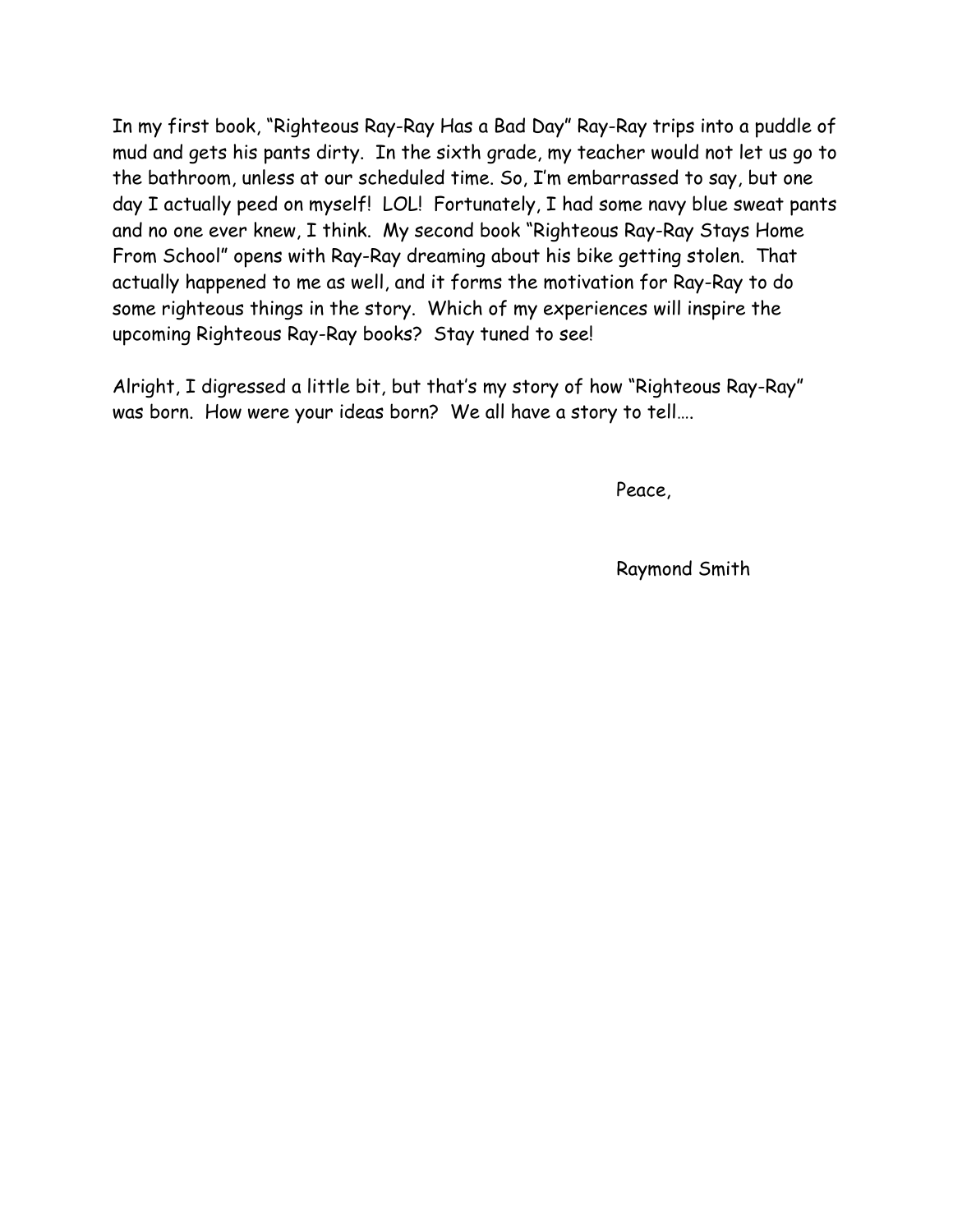In my first book, "Righteous Ray-Ray Has a Bad Day" Ray-Ray trips into a puddle of mud and gets his pants dirty. In the sixth grade, my teacher would not let us go to the bathroom, unless at our scheduled time. So, I'm embarrassed to say, but one day I actually peed on myself! LOL! Fortunately, I had some navy blue sweat pants and no one ever knew, I think. My second book "Righteous Ray-Ray Stays Home From School" opens with Ray-Ray dreaming about his bike getting stolen. That actually happened to me as well, and it forms the motivation for Ray-Ray to do some righteous things in the story. Which of my experiences will inspire the upcoming Righteous Ray-Ray books? Stay tuned to see!

Alright, I digressed a little bit, but that's my story of how "Righteous Ray-Ray" was born. How were your ideas born? We all have a story to tell….

Peace,

Raymond Smith